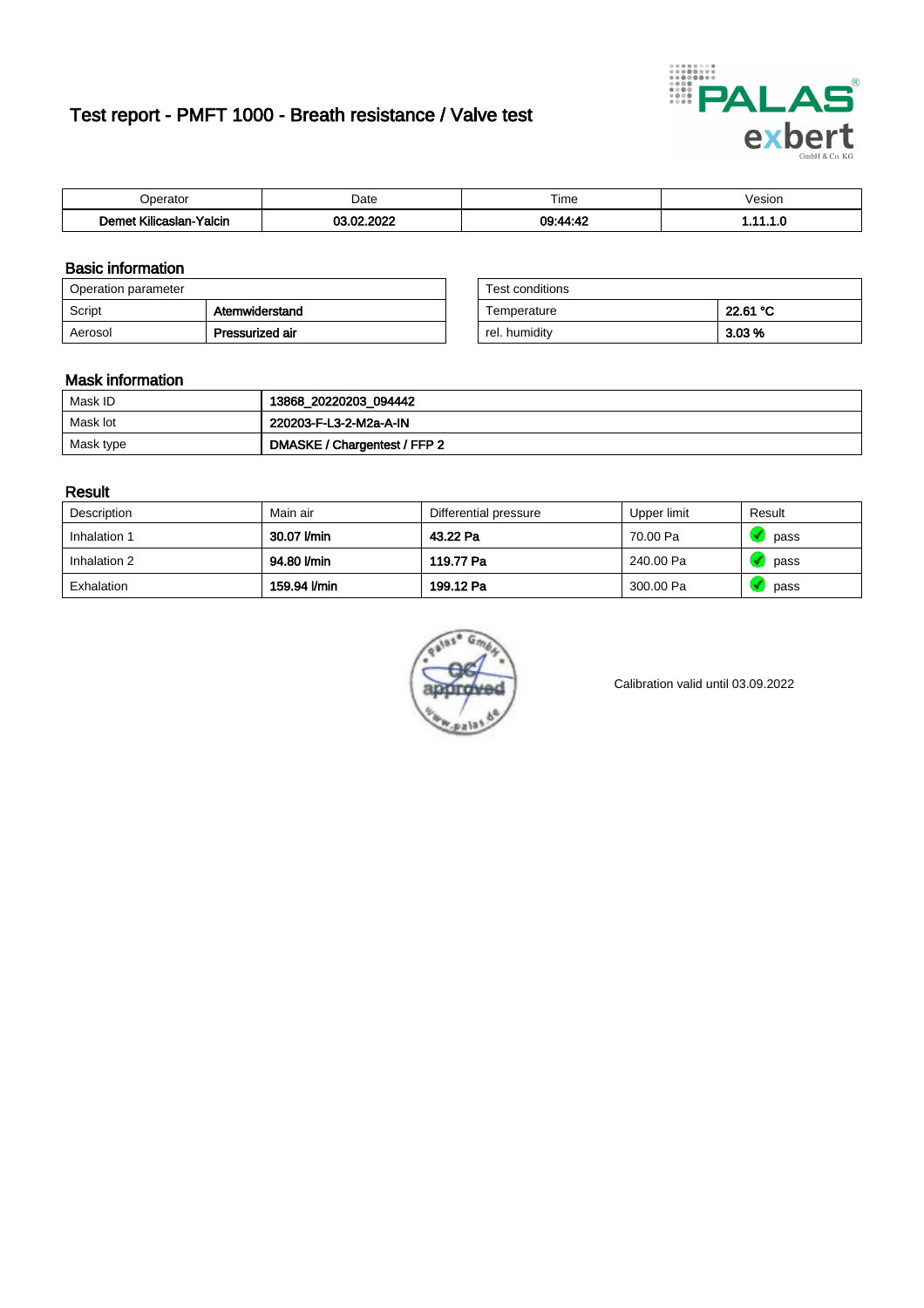# Test report - PMFT 1000 - Breath resistance / Valve test

| Operator | Date | Time | Vesion |
|---|---|---|---|
| **Demet Kilicaslan-Yalcin** | **03.02.2022** | **09:44:42** | **1.11.1.0** |

## Basic information

| Operation parameter | |
|---|---|
| Script | **Atemwiderstand** |
| Aerosol | **Pressurized air** |

| Test conditions | |
|---|---|
| Temperature | **22.61 °C** |
| rel. humidity | **3.03 %** |

## Mask information

| | |
|---|---|
| Mask ID | **13868_20220203_094442** |
| Mask lot | **220203-F-L3-2-M2a-A-IN** |
| Mask type | **DMASKE / Chargentest / FFP 2** |

## Result

| Description | Main air | Differential pressure | Upper limit | Result |
|---|---|---|---|---|
| Inhalation 1 | **30.07 l/min** | **43.22 Pa** | 70.00 Pa | pass |
| Inhalation 2 | **94.80 l/min** | **119.77 Pa** | 240.00 Pa | pass |
| Exhalation | **159.94 l/min** | **199.12 Pa** | 300.00 Pa | pass |

palas GmbH QC approved www.palas.de

Calibration valid until 03.09.2022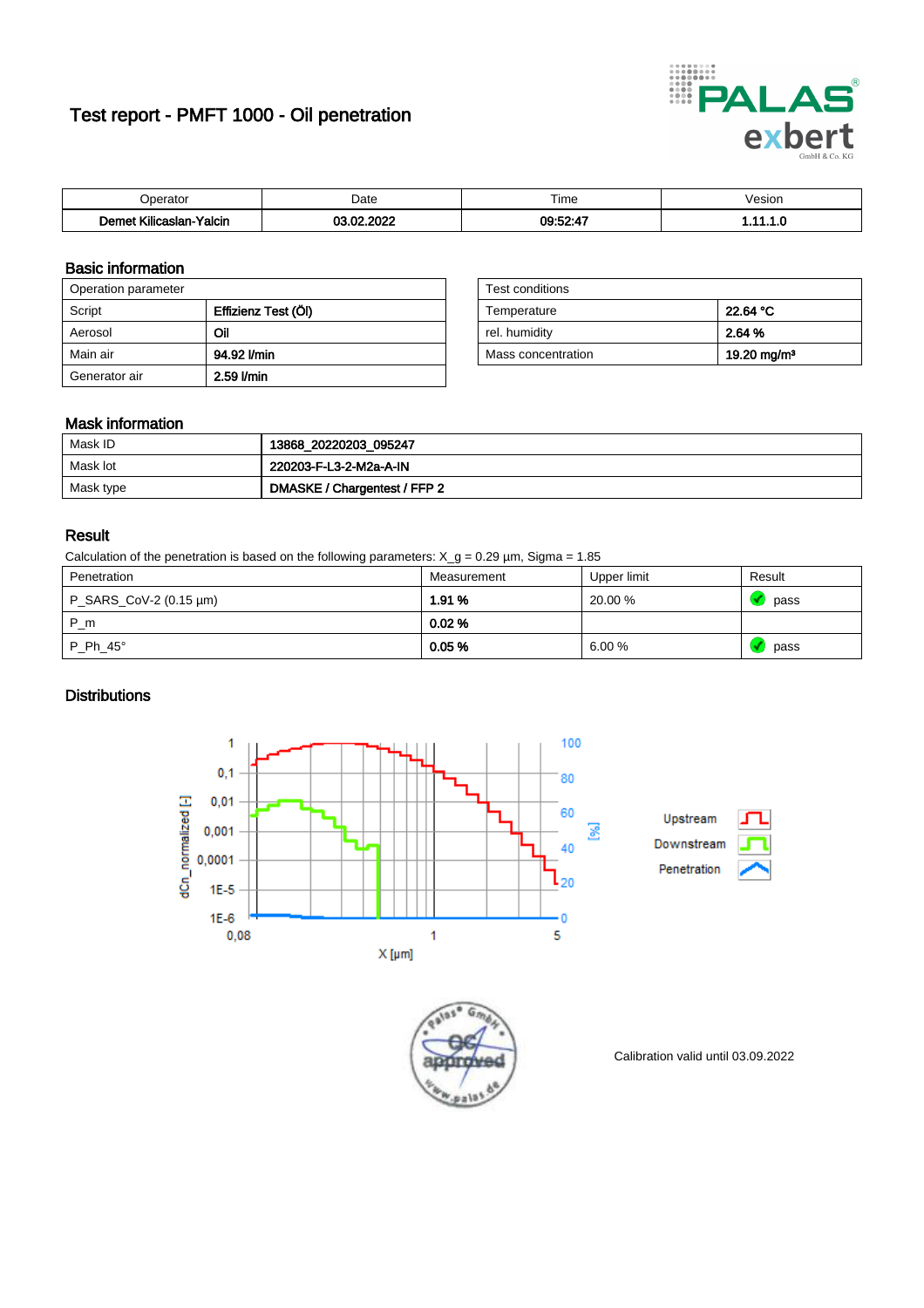# Test report - PMFT 1000 - Oil penetration

PALAS exbert GmbH & Co. KG

| Operator | Date | Time | Vesion |
|---|---|---|---|
| **Demet Kilicaslan-Yalcin** | **03.02.2022** | **09:52:47** | **1.11.1.0** |

## Basic information

| Operation parameter | |
|---|---|
| Script | **Effizienz Test (Öl)** |
| Aerosol | **Oil** |
| Main air | **94.92 l/min** |
| Generator air | **2.59 l/min** |

| Test conditions | |
|---|---|
| Temperature | **22.64 °C** |
| rel. humidity | **2.64 %** |
| Mass concentration | **19.20 mg/m³** |

## Mask information

| | |
|---|---|
| Mask ID | **13868_20220203_095247** |
| Mask lot | **220203-F-L3-2-M2a-A-IN** |
| Mask type | **DMASKE / Chargentest / FFP 2** |

## Result

Calculation of the penetration is based on the following parameters: X_g = 0.29 µm, Sigma = 1.85

| Penetration | Measurement | Upper limit | Result |
|---|---|---|---|
| P_SARS_CoV-2 (0.15 µm) | **1.91 %** | 20.00 % | pass |
| P_m | **0.02 %** | | |
| P_Ph_45° | **0.05 %** | 6.00 % | pass |

## Distributions

dCn_normalized [-]
1
0,1
0,01
0,001
0,0001
1E-5
1E-6
0,08
1
5
X [µm]
[%]
100
80
60
40
20
0
Upstream
Downstream
Penetration

Palas® GmbH
QC approved
www.palas.de

Calibration valid until 03.09.2022